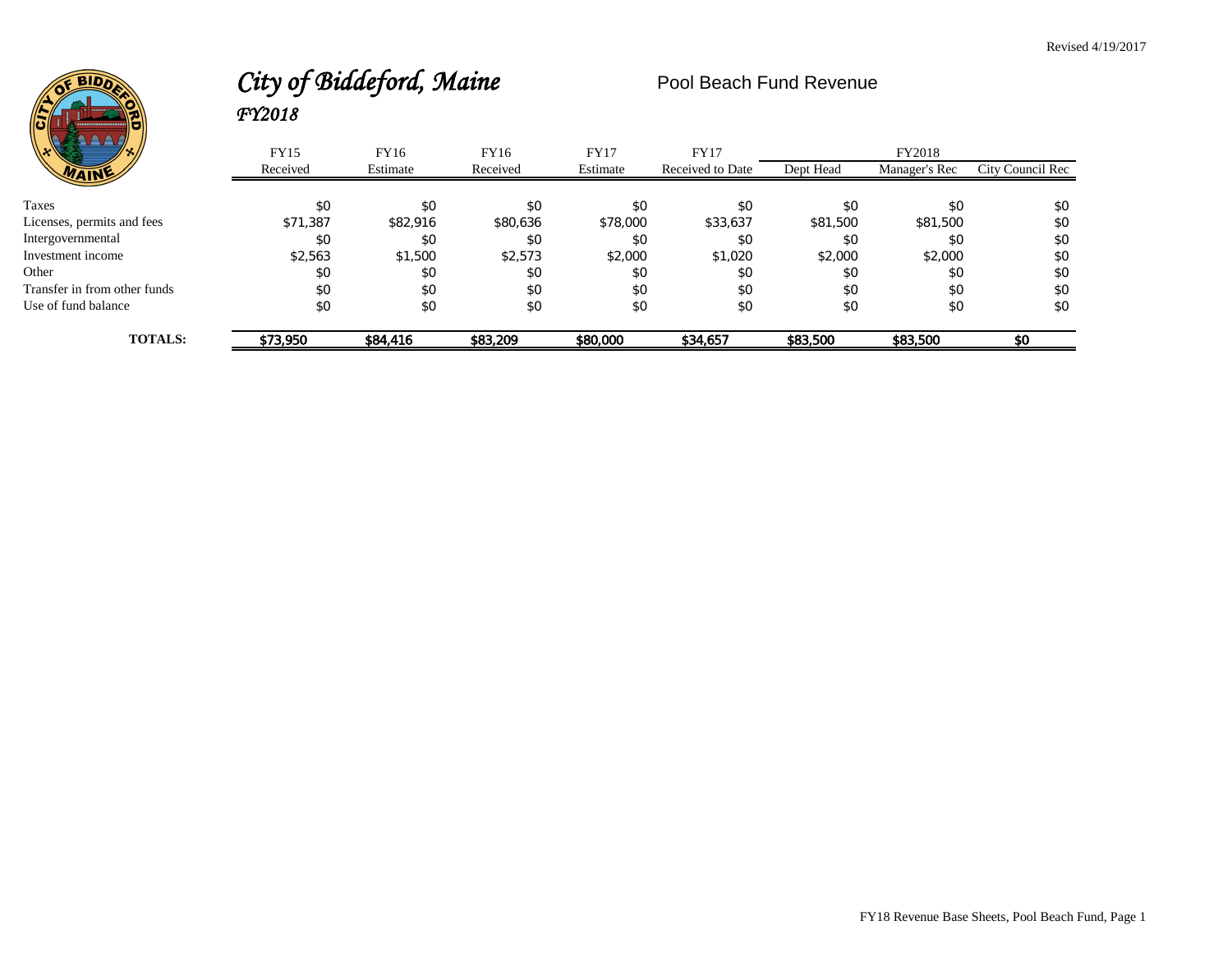Revised 4/19/2017

# City of Biddeford, Maine

## FY2018

## Pool Beach Fund Revenue

| | FY15 | FY16 | FY16 | FY17 | FY17 | FY2018 | | |
|---|---|---|---|---|---|---|---|---|
| | Received | Estimate | Received | Estimate | Received to Date | Dept Head | Manager's Rec | City Council Rec |
| Taxes | $0 | $0 | $0 | $0 | $0 | $0 | $0 | $0 |
| Licenses, permits and fees | $71,387 | $82,916 | $80,636 | $78,000 | $33,637 | $81,500 | $81,500 | $0 |
| Intergovernmental | $0 | $0 | $0 | $0 | $0 | $0 | $0 | $0 |
| Investment income | $2,563 | $1,500 | $2,573 | $2,000 | $1,020 | $2,000 | $2,000 | $0 |
| Other | $0 | $0 | $0 | $0 | $0 | $0 | $0 | $0 |
| Transfer in from other funds | $0 | $0 | $0 | $0 | $0 | $0 | $0 | $0 |
| Use of fund balance | $0 | $0 | $0 | $0 | $0 | $0 | $0 | $0 |
| **TOTALS:** | **$73,950** | **$84,416** | **$83,209** | **$80,000** | **$34,657** | **$83,500** | **$83,500** | **$0** |

FY18 Revenue Base Sheets, Pool Beach Fund, Page 1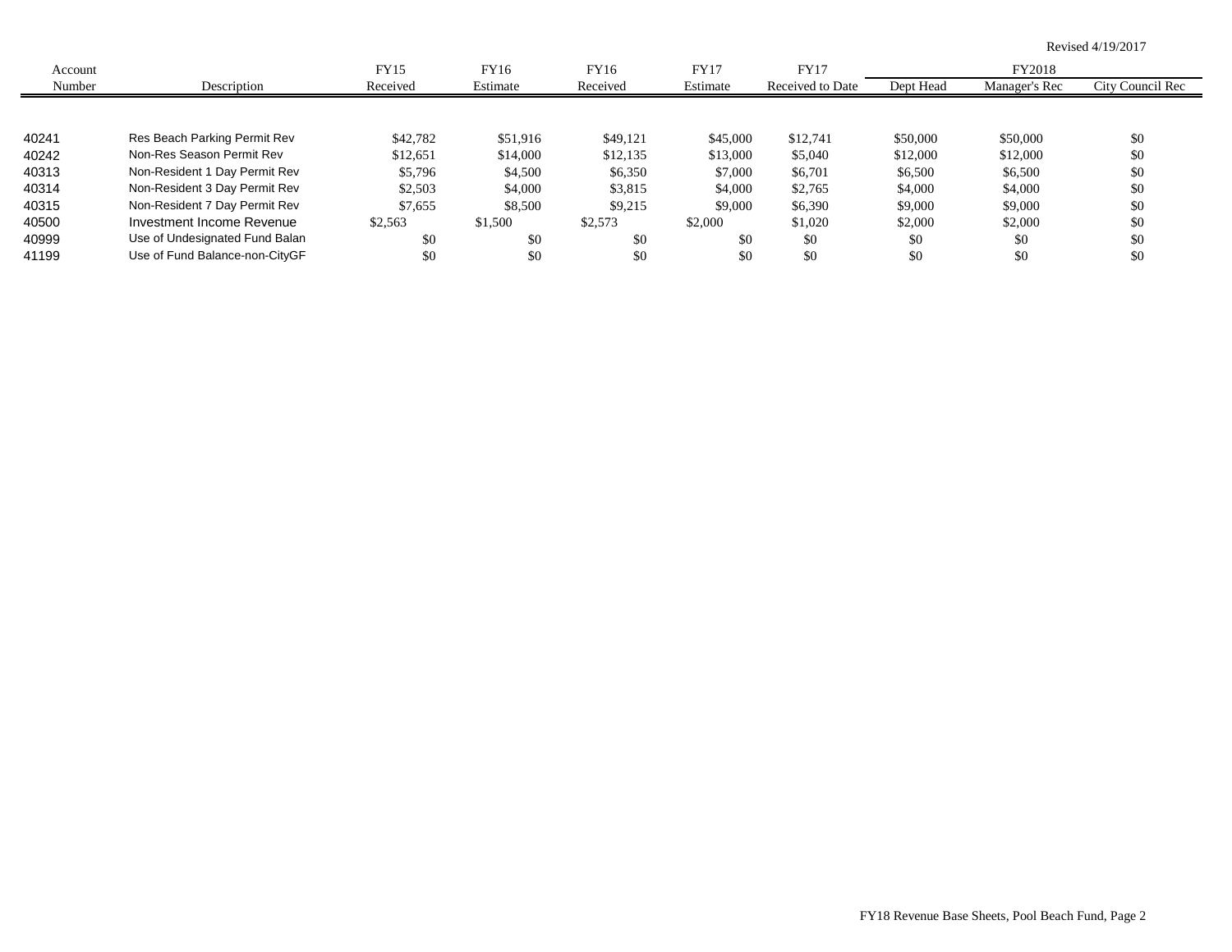Revised 4/19/2017

| Account Number | Description | FY15 Received | FY16 Estimate | FY16 Received | FY17 Estimate | FY17 Received to Date | FY2018 Dept Head | FY2018 Manager's Rec | FY2018 City Council Rec |
|---|---|---|---|---|---|---|---|---|---|
| 40241 | Res Beach Parking Permit Rev | $42,782 | $51,916 | $49,121 | $45,000 | $12,741 | $50,000 | $50,000 | $0 |
| 40242 | Non-Res Season Permit Rev | $12,651 | $14,000 | $12,135 | $13,000 | $5,040 | $12,000 | $12,000 | $0 |
| 40313 | Non-Resident 1 Day Permit Rev | $5,796 | $4,500 | $6,350 | $7,000 | $6,701 | $6,500 | $6,500 | $0 |
| 40314 | Non-Resident 3 Day Permit Rev | $2,503 | $4,000 | $3,815 | $4,000 | $2,765 | $4,000 | $4,000 | $0 |
| 40315 | Non-Resident 7 Day Permit Rev | $7,655 | $8,500 | $9,215 | $9,000 | $6,390 | $9,000 | $9,000 | $0 |
| 40500 | Investment Income Revenue | $2,563 | $1,500 | $2,573 | $2,000 | $1,020 | $2,000 | $2,000 | $0 |
| 40999 | Use of Undesignated Fund Balan | $0 | $0 | $0 | $0 | $0 | $0 | $0 | $0 |
| 41199 | Use of Fund Balance-non-CityGF | $0 | $0 | $0 | $0 | $0 | $0 | $0 | $0 |

FY18 Revenue Base Sheets, Pool Beach Fund, Page 2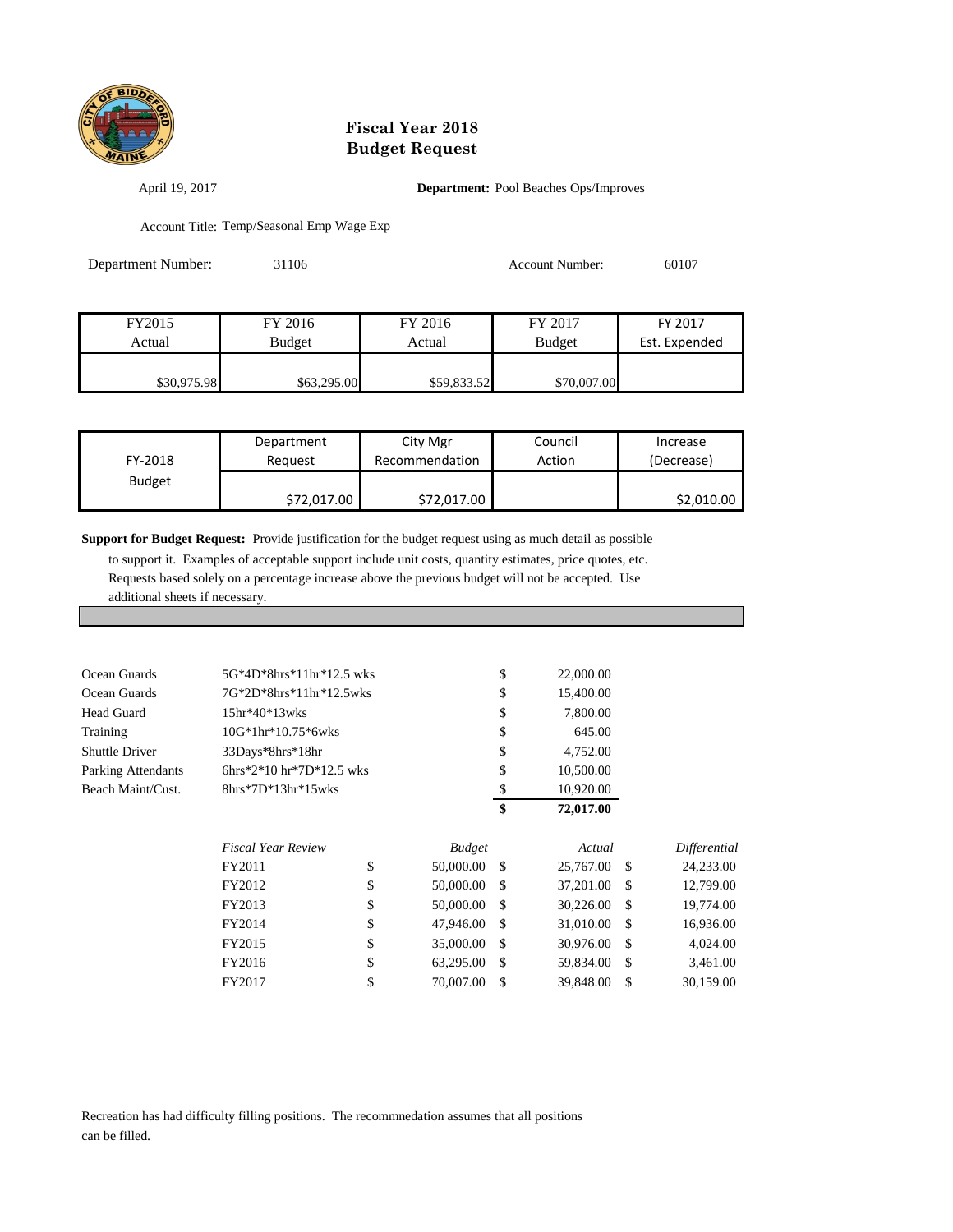# Fiscal Year 2018
# Budget Request

April 19, 2017

**Department:** Pool Beaches Ops/Improves

Account Title: Temp/Seasonal Emp Wage Exp

Department Number: 31106

Account Number: 60107

| FY2015 Actual | FY 2016 Budget | FY 2016 Actual | FY 2017 Budget | FY 2017 Est. Expended |
|---|---|---|---|---|
| $30,975.98 | $63,295.00 | $59,833.52 | $70,007.00 | |

| FY-2018 Budget | Department Request | City Mgr Recommendation | Council Action | Increase (Decrease) |
|---|---|---|---|---|
| | $72,017.00 | $72,017.00 | | $2,010.00 |

**Support for Budget Request:** Provide justification for the budget request using as much detail as possible to support it. Examples of acceptable support include unit costs, quantity estimates, price quotes, etc. Requests based solely on a percentage increase above the previous budget will not be accepted. Use additional sheets if necessary.

| | | | |
|---|---|---|---|
| Ocean Guards | 5G*4D*8hrs*11hr*12.5 wks | $ | 22,000.00 |
| Ocean Guards | 7G*2D*8hrs*11hr*12.5wks | $ | 15,400.00 |
| Head Guard | 15hr*40*13wks | $ | 7,800.00 |
| Training | 10G*1hr*10.75*6wks | $ | 645.00 |
| Shuttle Driver | 33Days*8hrs*18hr | $ | 4,752.00 |
| Parking Attendants | 6hrs*2*10 hr*7D*12.5 wks | $ | 10,500.00 |
| Beach Maint/Cust. | 8hrs*7D*13hr*15wks | $ | 10,920.00 |
| | | **$** | **72,017.00** |

| *Fiscal Year Review* | *Budget* | *Actual* | *Differential* |
|---|---|---|---|
| FY2011 | $ 50,000.00 | $ 25,767.00 | $ 24,233.00 |
| FY2012 | $ 50,000.00 | $ 37,201.00 | $ 12,799.00 |
| FY2013 | $ 50,000.00 | $ 30,226.00 | $ 19,774.00 |
| FY2014 | $ 47,946.00 | $ 31,010.00 | $ 16,936.00 |
| FY2015 | $ 35,000.00 | $ 30,976.00 | $ 4,024.00 |
| FY2016 | $ 63,295.00 | $ 59,834.00 | $ 3,461.00 |
| FY2017 | $ 70,007.00 | $ 39,848.00 | $ 30,159.00 |

Recreation has had difficulty filling positions. The recommnedation assumes that all positions can be filled.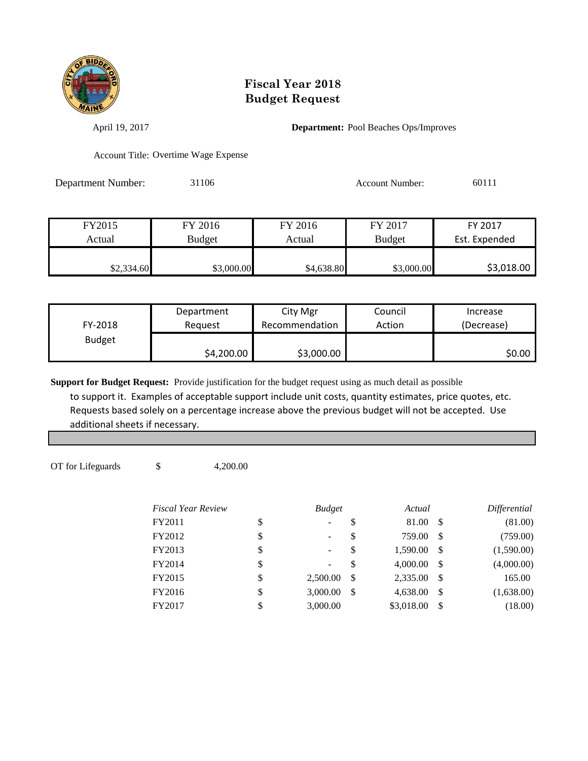# Fiscal Year 2018
# Budget Request

April 19, 2017

**Department:** Pool Beaches Ops/Improves

Account Title: Overtime Wage Expense

Department Number: 31106

Account Number: 60111

| FY2015 Actual | FY 2016 Budget | FY 2016 Actual | FY 2017 Budget | FY 2017 Est. Expended |
|---|---|---|---|---|
| $2,334.60 | $3,000.00 | $4,638.80 | $3,000.00 | $3,018.00 |

| FY-2018 Budget | Department Request | City Mgr Recommendation | Council Action | Increase (Decrease) |
|---|---|---|---|---|
| | $4,200.00 | $3,000.00 | | $0.00 |

**Support for Budget Request:** Provide justification for the budget request using as much detail as possible to support it. Examples of acceptable support include unit costs, quantity estimates, price quotes, etc. Requests based solely on a percentage increase above the previous budget will not be accepted. Use additional sheets if necessary.

OT for Lifeguards $ 4,200.00

| *Fiscal Year Review* | *Budget* | *Actual* | *Differential* |
|---|---|---|---|
| FY2011 | $ - | $ 81.00 | $ (81.00) |
| FY2012 | $ - | $ 759.00 | $ (759.00) |
| FY2013 | $ - | $ 1,590.00 | $ (1,590.00) |
| FY2014 | $ - | $ 4,000.00 | $ (4,000.00) |
| FY2015 | $ 2,500.00 | $ 2,335.00 | $ 165.00 |
| FY2016 | $ 3,000.00 | $ 4,638.00 | $ (1,638.00) |
| FY2017 | $ 3,000.00 | $3,018.00 | $ (18.00) |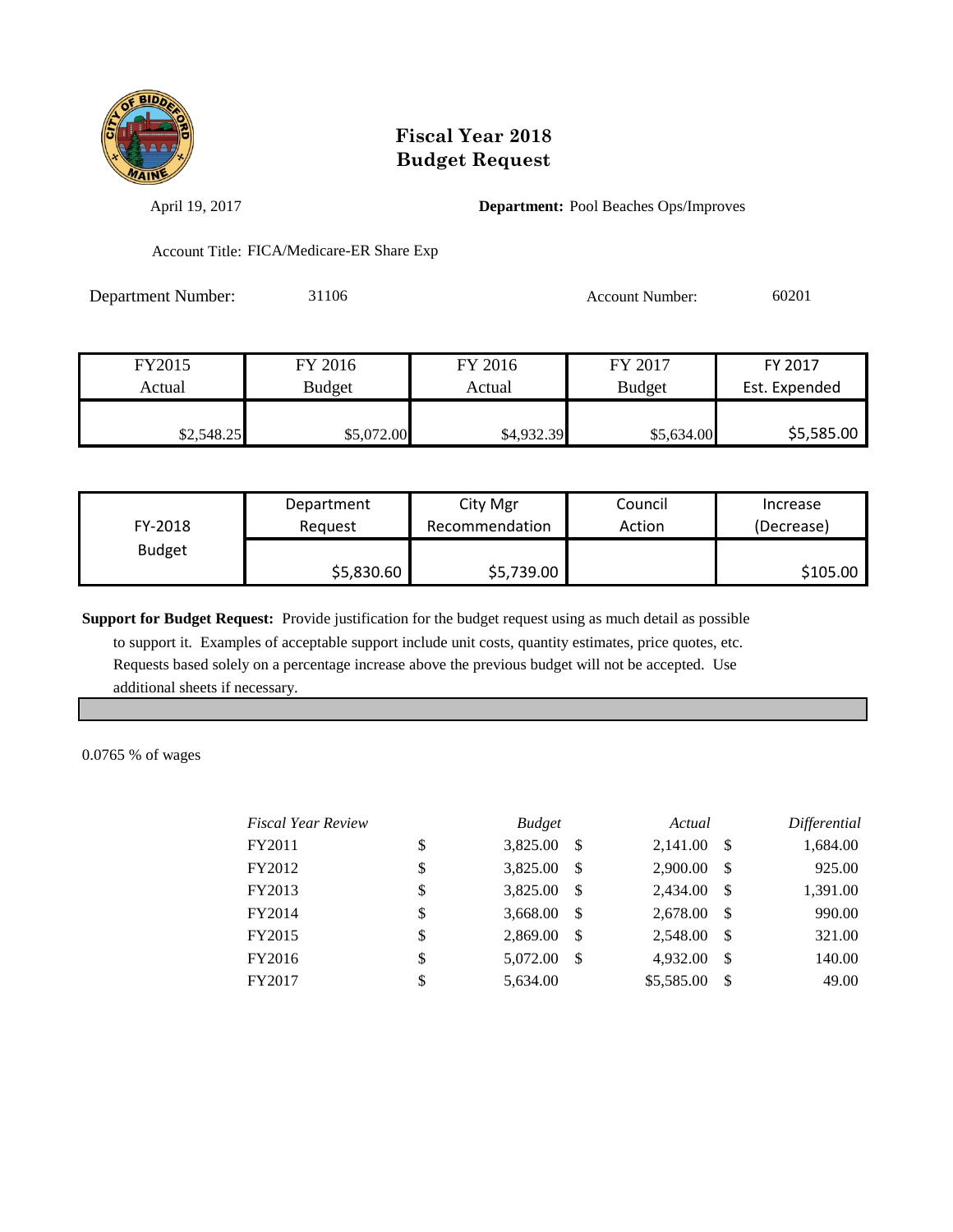# Fiscal Year 2018
# Budget Request

April 19, 2017

**Department:** Pool Beaches Ops/Improves

Account Title: FICA/Medicare-ER Share Exp

Department Number: 31106

Account Number: 60201

| FY2015 Actual | FY 2016 Budget | FY 2016 Actual | FY 2017 Budget | FY 2017 Est. Expended |
|---|---|---|---|---|
| $2,548.25 | $5,072.00 | $4,932.39 | $5,634.00 | $5,585.00 |

| FY-2018 Budget | Department Request | City Mgr Recommendation | Council Action | Increase (Decrease) |
|---|---|---|---|---|
| | $5,830.60 | $5,739.00 | | $105.00 |

**Support for Budget Request:** Provide justification for the budget request using as much detail as possible to support it. Examples of acceptable support include unit costs, quantity estimates, price quotes, etc. Requests based solely on a percentage increase above the previous budget will not be accepted. Use additional sheets if necessary.

0.0765 % of wages

| *Fiscal Year Review* | *Budget* | *Actual* | *Differential* |
|---|---|---|---|
| FY2011 | $ 3,825.00 | $ 2,141.00 | $ 1,684.00 |
| FY2012 | $ 3,825.00 | $ 2,900.00 | $ 925.00 |
| FY2013 | $ 3,825.00 | $ 2,434.00 | $ 1,391.00 |
| FY2014 | $ 3,668.00 | $ 2,678.00 | $ 990.00 |
| FY2015 | $ 2,869.00 | $ 2,548.00 | $ 321.00 |
| FY2016 | $ 5,072.00 | $ 4,932.00 | $ 140.00 |
| FY2017 | $ 5,634.00 | $5,585.00 | $ 49.00 |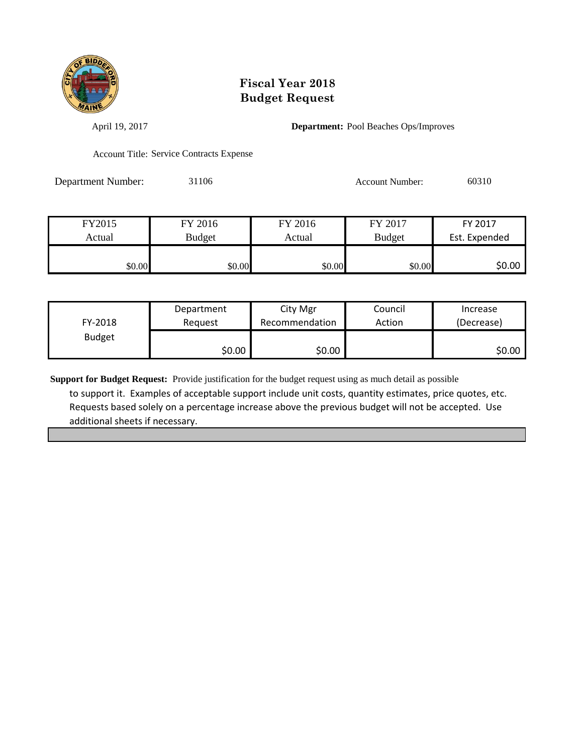# Fiscal Year 2018
# Budget Request

April 19, 2017

**Department:** Pool Beaches Ops/Improves

Account Title: Service Contracts Expense

Department Number: 31106

Account Number: 60310

| FY2015 Actual | FY 2016 Budget | FY 2016 Actual | FY 2017 Budget | FY 2017 Est. Expended |
|---|---|---|---|---|
| $0.00 | $0.00 | $0.00 | $0.00 | $0.00 |

| FY-2018 Budget | Department Request | City Mgr Recommendation | Council Action | Increase (Decrease) |
|---|---|---|---|---|
| | $0.00 | $0.00 | | $0.00 |

**Support for Budget Request:** Provide justification for the budget request using as much detail as possible to support it. Examples of acceptable support include unit costs, quantity estimates, price quotes, etc. Requests based solely on a percentage increase above the previous budget will not be accepted. Use additional sheets if necessary.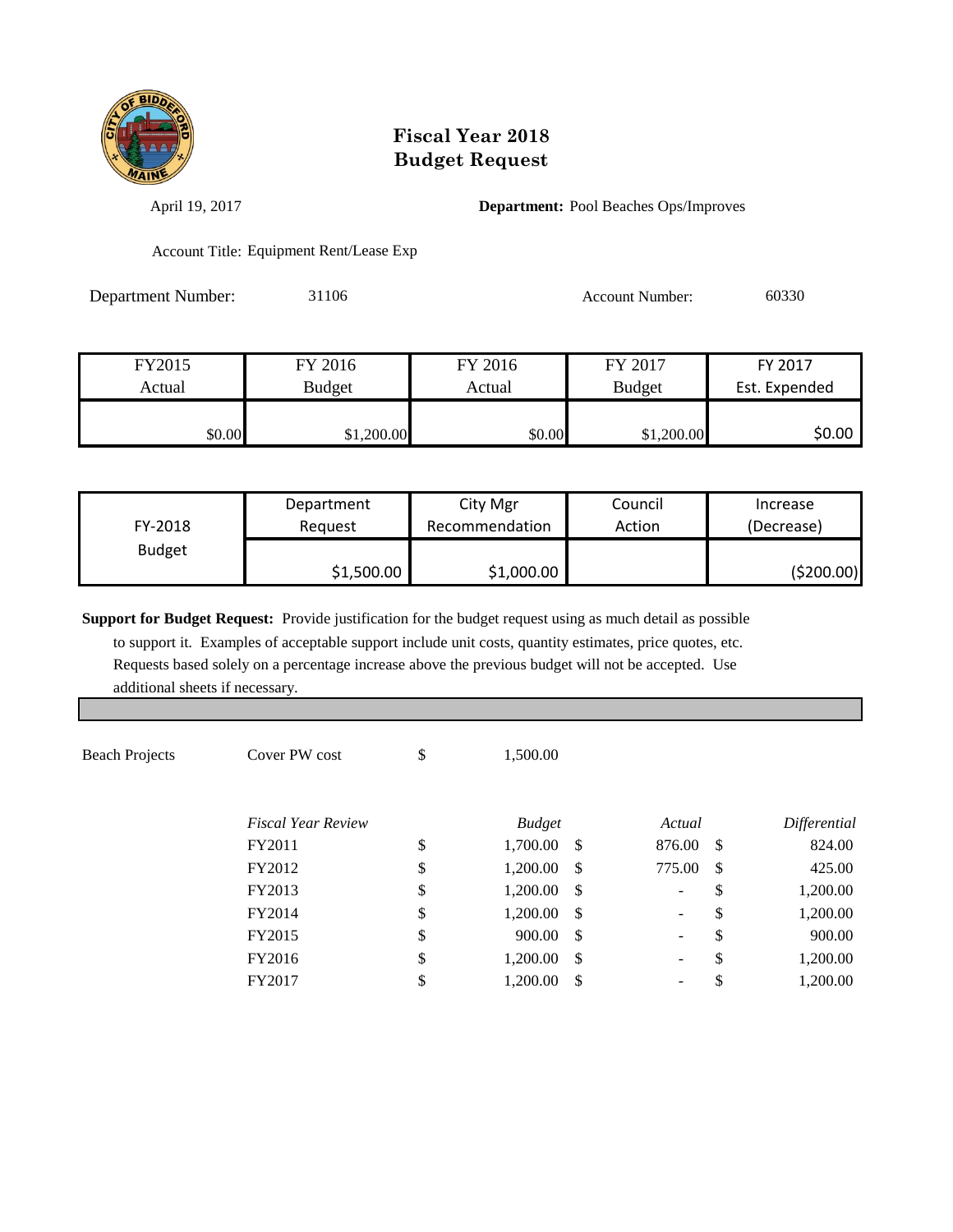# Fiscal Year 2018
# Budget Request

April 19, 2017

**Department:** Pool Beaches Ops/Improves

Account Title: Equipment Rent/Lease Exp

Department Number: 31106

Account Number: 60330

| FY2015 Actual | FY 2016 Budget | FY 2016 Actual | FY 2017 Budget | FY 2017 Est. Expended |
|---|---|---|---|---|
| $0.00 | $1,200.00 | $0.00 | $1,200.00 | $0.00 |

| FY-2018 Budget | Department Request | City Mgr Recommendation | Council Action | Increase (Decrease) |
|---|---|---|---|---|
| | $1,500.00 | $1,000.00 | | ($200.00) |

**Support for Budget Request:** Provide justification for the budget request using as much detail as possible to support it. Examples of acceptable support include unit costs, quantity estimates, price quotes, etc. Requests based solely on a percentage increase above the previous budget will not be accepted. Use additional sheets if necessary.

| | | | |
|---|---|---|---|
| Beach Projects | Cover PW cost | $ | 1,500.00 |

| *Fiscal Year Review* | *Budget* | *Actual* | *Differential* |
|---|---|---|---|
| FY2011 | $ 1,700.00 | $ 876.00 | $ 824.00 |
| FY2012 | $ 1,200.00 | $ 775.00 | $ 425.00 |
| FY2013 | $ 1,200.00 | $ - | $ 1,200.00 |
| FY2014 | $ 1,200.00 | $ - | $ 1,200.00 |
| FY2015 | $ 900.00 | $ - | $ 900.00 |
| FY2016 | $ 1,200.00 | $ - | $ 1,200.00 |
| FY2017 | $ 1,200.00 | $ - | $ 1,200.00 |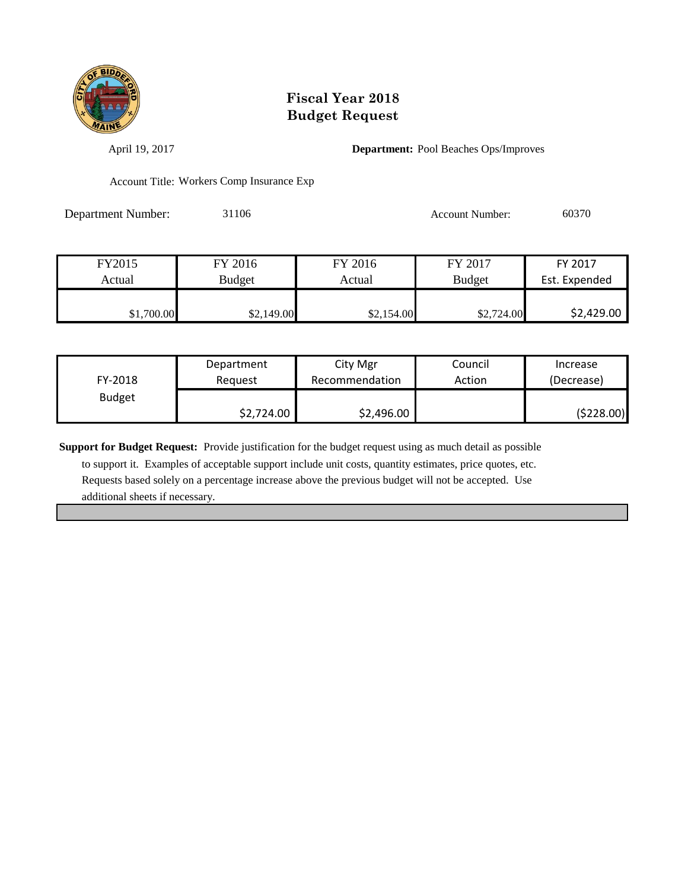# Fiscal Year 2018
# Budget Request

April 19, 2017

**Department:** Pool Beaches Ops/Improves

Account Title: Workers Comp Insurance Exp

Department Number: 31106

Account Number: 60370

| FY2015 Actual | FY 2016 Budget | FY 2016 Actual | FY 2017 Budget | FY 2017 Est. Expended |
|---|---|---|---|---|
| $1,700.00 | $2,149.00 | $2,154.00 | $2,724.00 | $2,429.00 |

| FY-2018 Budget | Department Request | City Mgr Recommendation | Council Action | Increase (Decrease) |
|---|---|---|---|---|
| | $2,724.00 | $2,496.00 | | ($228.00) |

**Support for Budget Request:** Provide justification for the budget request using as much detail as possible to support it. Examples of acceptable support include unit costs, quantity estimates, price quotes, etc. Requests based solely on a percentage increase above the previous budget will not be accepted. Use additional sheets if necessary.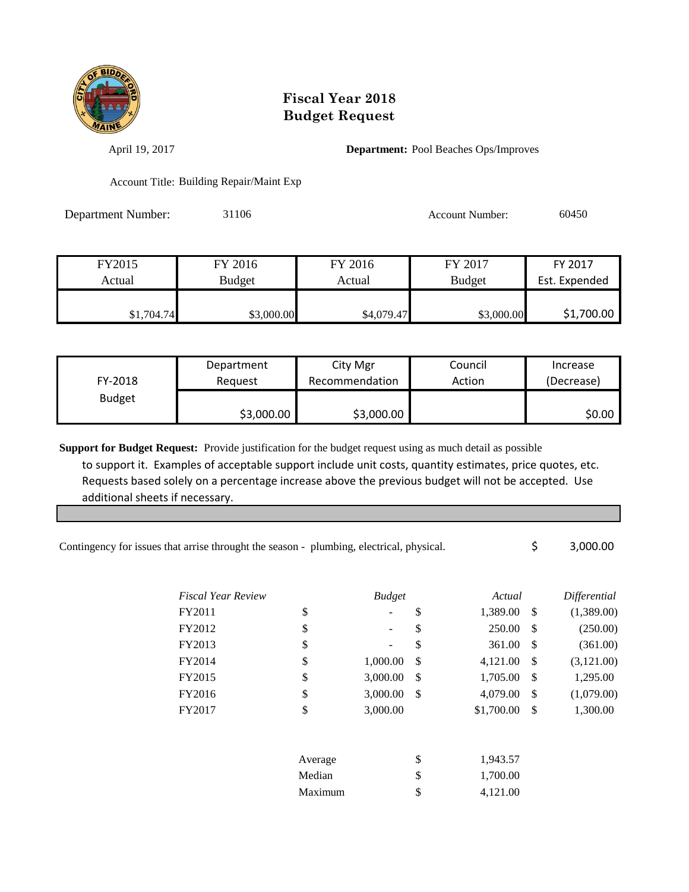# Fiscal Year 2018
# Budget Request

April 19, 2017

**Department:** Pool Beaches Ops/Improves

Account Title: Building Repair/Maint Exp

Department Number: 31106

Account Number: 60450

| FY2015 Actual | FY 2016 Budget | FY 2016 Actual | FY 2017 Budget | FY 2017 Est. Expended |
|---|---|---|---|---|
| $1,704.74 | $3,000.00 | $4,079.47 | $3,000.00 | $1,700.00 |

| FY-2018 Budget | Department Request | City Mgr Recommendation | Council Action | Increase (Decrease) |
|---|---|---|---|---|
| | $3,000.00 | $3,000.00 | | $0.00 |

**Support for Budget Request:** Provide justification for the budget request using as much detail as possible to support it. Examples of acceptable support include unit costs, quantity estimates, price quotes, etc. Requests based solely on a percentage increase above the previous budget will not be accepted. Use additional sheets if necessary.

Contingency for issues that arrise throught the season - plumbing, electrical, physical. $ 3,000.00

| *Fiscal Year Review* | *Budget* | *Actual* | *Differential* |
|---|---|---|---|
| FY2011 | $ - | $ 1,389.00 | $ (1,389.00) |
| FY2012 | $ - | $ 250.00 | $ (250.00) |
| FY2013 | $ - | $ 361.00 | $ (361.00) |
| FY2014 | $ 1,000.00 | $ 4,121.00 | $ (3,121.00) |
| FY2015 | $ 3,000.00 | $ 1,705.00 | $ 1,295.00 |
| FY2016 | $ 3,000.00 | $ 4,079.00 | $ (1,079.00) |
| FY2017 | $ 3,000.00 | $1,700.00 | $ 1,300.00 |

| | |
|---|---|
| Average | $ 1,943.57 |
| Median | $ 1,700.00 |
| Maximum | $ 4,121.00 |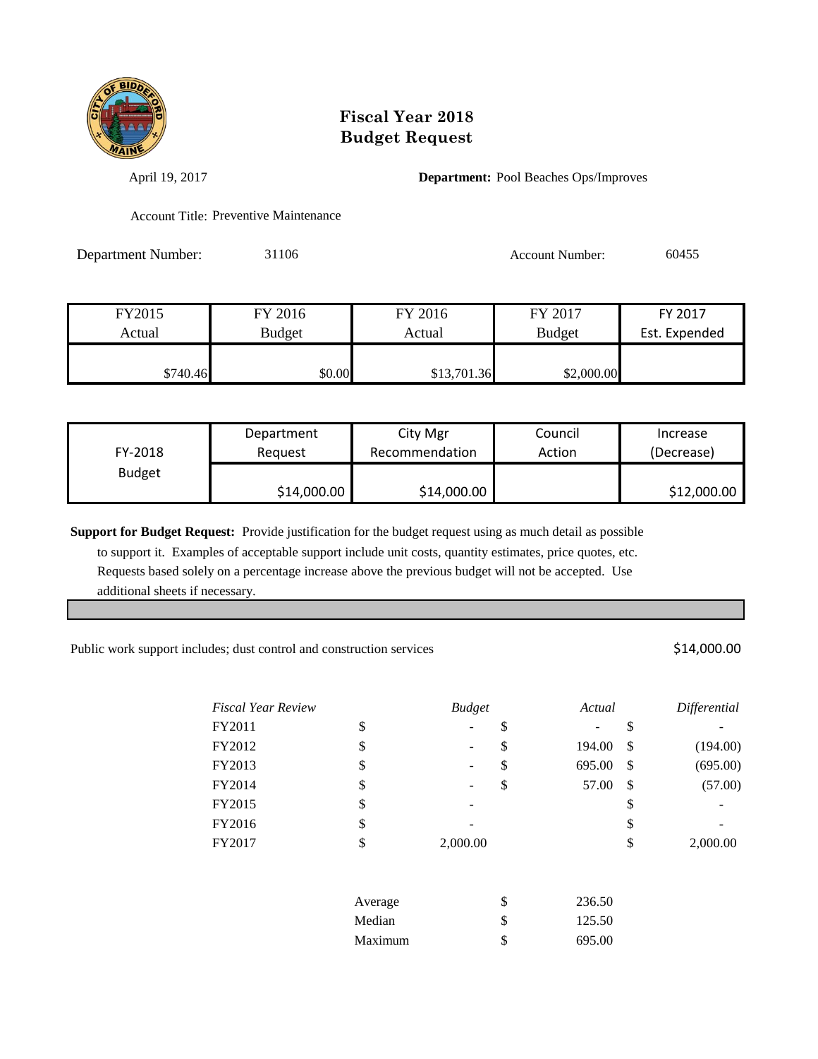# Fiscal Year 2018
# Budget Request

April 19, 2017

**Department:** Pool Beaches Ops/Improves

Account Title: Preventive Maintenance

Department Number: 31106

Account Number: 60455

| FY2015 Actual | FY 2016 Budget | FY 2016 Actual | FY 2017 Budget | FY 2017 Est. Expended |
|---|---|---|---|---|
| $740.46 | $0.00 | $13,701.36 | $2,000.00 | |

| FY-2018 Budget | Department Request | City Mgr Recommendation | Council Action | Increase (Decrease) |
|---|---|---|---|---|
| | $14,000.00 | $14,000.00 | | $12,000.00 |

**Support for Budget Request:** Provide justification for the budget request using as much detail as possible to support it. Examples of acceptable support include unit costs, quantity estimates, price quotes, etc. Requests based solely on a percentage increase above the previous budget will not be accepted. Use additional sheets if necessary.

Public work support includes; dust control and construction services $14,000.00

| *Fiscal Year Review* | *Budget* | *Actual* | *Differential* |
|---|---|---|---|
| FY2011 | $ - | $ - | $ - |
| FY2012 | $ - | $ 194.00 | $ (194.00) |
| FY2013 | $ - | $ 695.00 | $ (695.00) |
| FY2014 | $ - | $ 57.00 | $ (57.00) |
| FY2015 | $ - | | $ - |
| FY2016 | $ - | | $ - |
| FY2017 | $ 2,000.00 | | $ 2,000.00 |

| | |
|---|---|
| Average | $ 236.50 |
| Median | $ 125.50 |
| Maximum | $ 695.00 |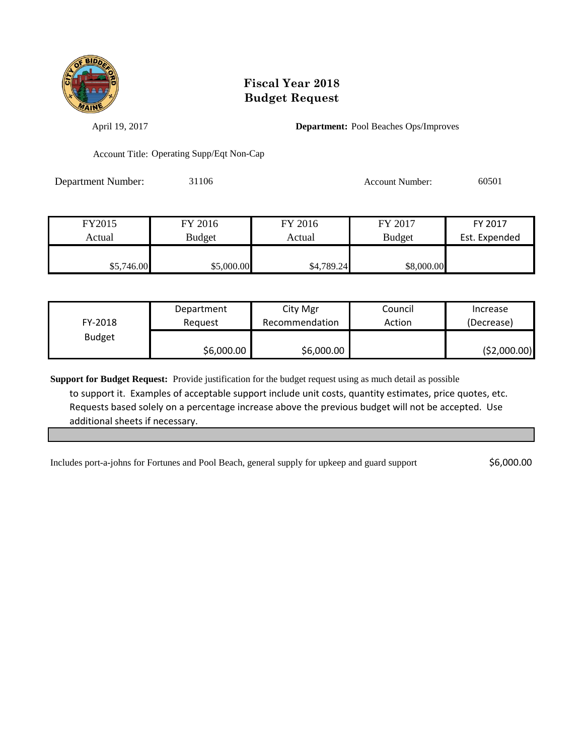# Fiscal Year 2018
# Budget Request

April 19, 2017

**Department:** Pool Beaches Ops/Improves

Account Title: Operating Supp/Eqt Non-Cap

Department Number: 31106

Account Number: 60501

| FY2015 Actual | FY 2016 Budget | FY 2016 Actual | FY 2017 Budget | FY 2017 Est. Expended |
|---|---|---|---|---|
| $5,746.00 | $5,000.00 | $4,789.24 | $8,000.00 | |

| FY-2018 Budget | Department Request | City Mgr Recommendation | Council Action | Increase (Decrease) |
|---|---|---|---|---|
| | $6,000.00 | $6,000.00 | | ($2,000.00) |

**Support for Budget Request:** Provide justification for the budget request using as much detail as possible to support it. Examples of acceptable support include unit costs, quantity estimates, price quotes, etc. Requests based solely on a percentage increase above the previous budget will not be accepted. Use additional sheets if necessary.

Includes port-a-johns for Fortunes and Pool Beach, general supply for upkeep and guard support $6,000.00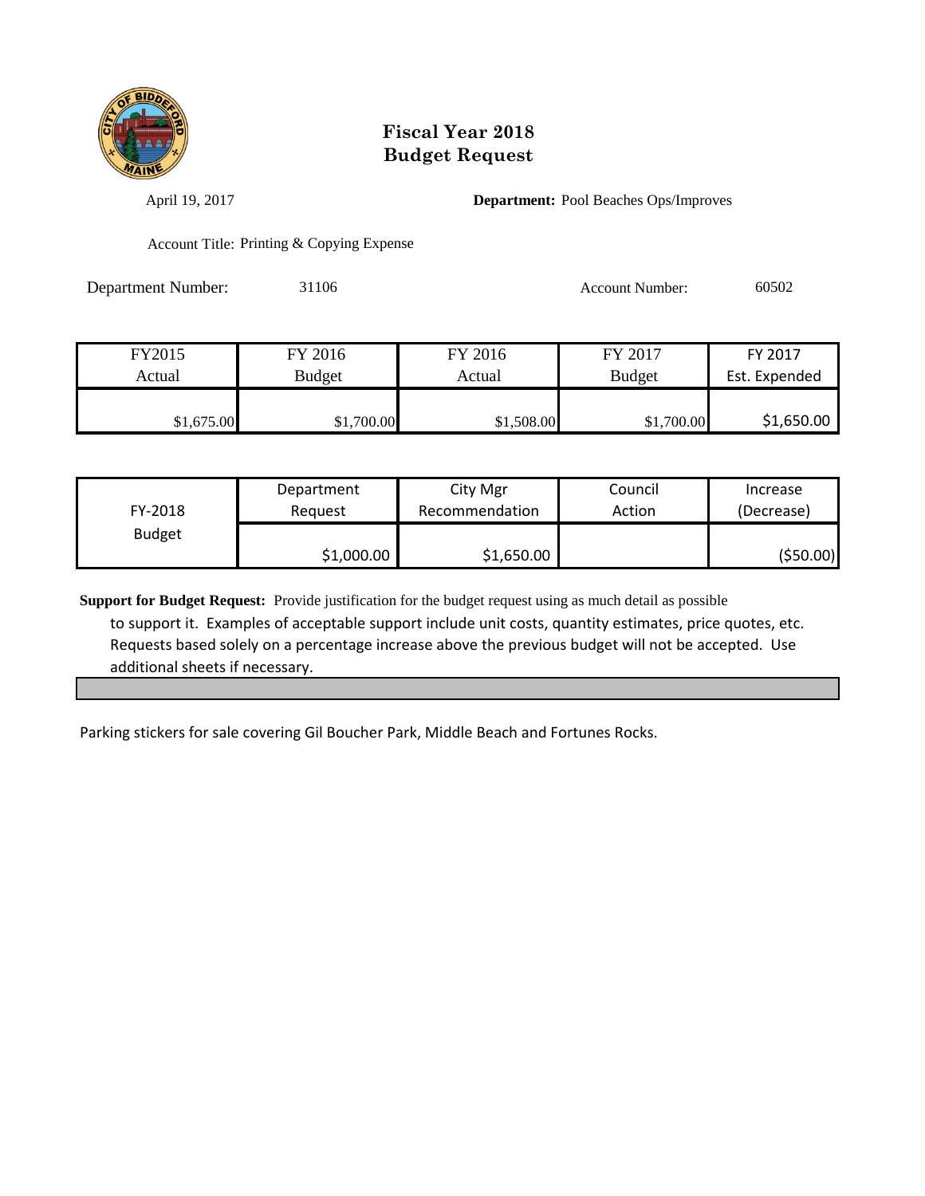# Fiscal Year 2018
# Budget Request

April 19, 2017

**Department:** Pool Beaches Ops/Improves

Account Title: Printing & Copying Expense

Department Number: 31106

Account Number: 60502

| FY2015 Actual | FY 2016 Budget | FY 2016 Actual | FY 2017 Budget | FY 2017 Est. Expended |
|---|---|---|---|---|
| $1,675.00 | $1,700.00 | $1,508.00 | $1,700.00 | $1,650.00 |

| FY-2018 Budget | Department Request | City Mgr Recommendation | Council Action | Increase (Decrease) |
|---|---|---|---|---|
| | $1,000.00 | $1,650.00 | | ($50.00) |

**Support for Budget Request:** Provide justification for the budget request using as much detail as possible to support it. Examples of acceptable support include unit costs, quantity estimates, price quotes, etc. Requests based solely on a percentage increase above the previous budget will not be accepted. Use additional sheets if necessary.

Parking stickers for sale covering Gil Boucher Park, Middle Beach and Fortunes Rocks.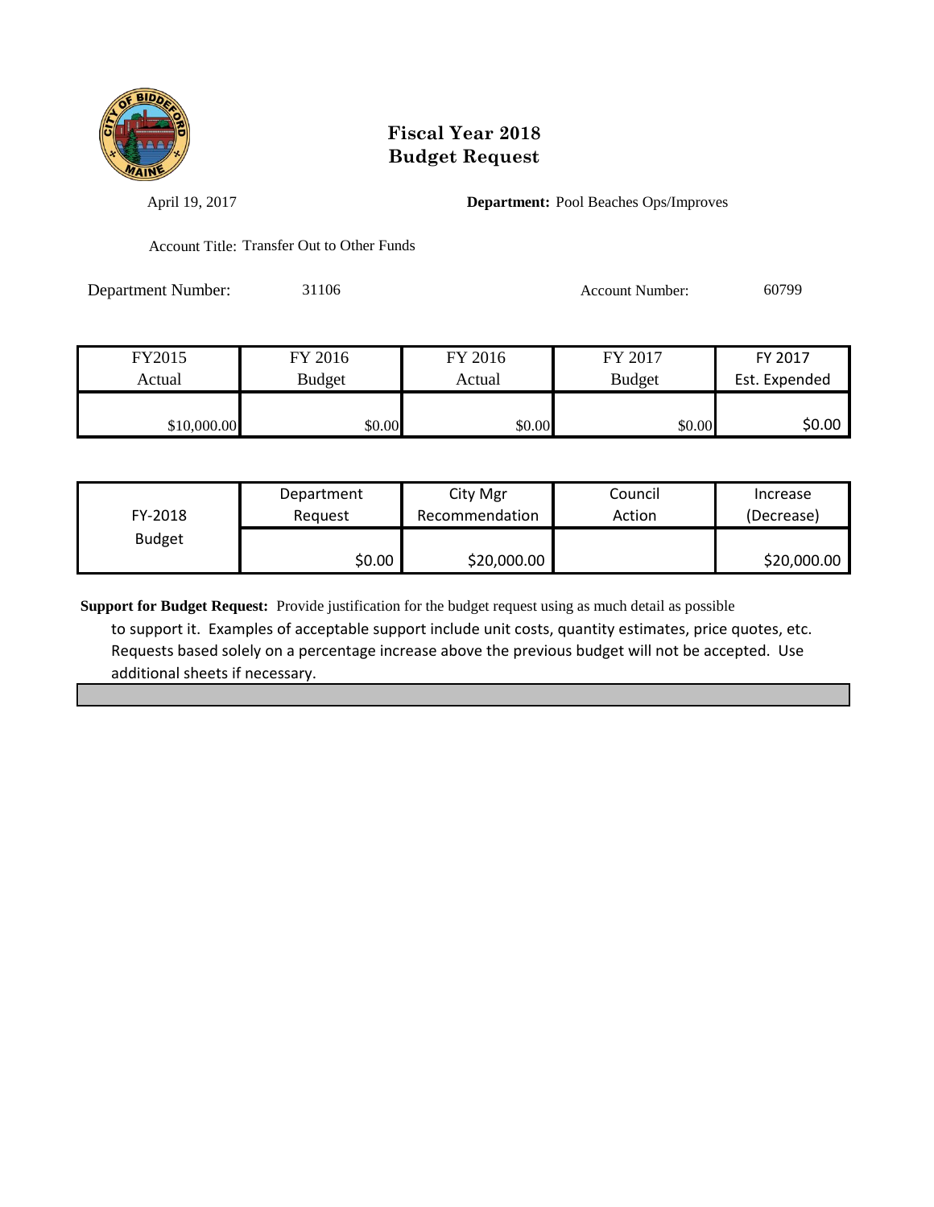# Fiscal Year 2018
# Budget Request

April 19, 2017

**Department:** Pool Beaches Ops/Improves

Account Title: Transfer Out to Other Funds

Department Number: 31106

Account Number: 60799

| FY2015 Actual | FY 2016 Budget | FY 2016 Actual | FY 2017 Budget | FY 2017 Est. Expended |
|---|---|---|---|---|
| $10,000.00 | $0.00 | $0.00 | $0.00 | $0.00 |

| FY-2018 Budget | Department Request | City Mgr Recommendation | Council Action | Increase (Decrease) |
|---|---|---|---|---|
| | $0.00 | $20,000.00 | | $20,000.00 |

**Support for Budget Request:** Provide justification for the budget request using as much detail as possible to support it. Examples of acceptable support include unit costs, quantity estimates, price quotes, etc. Requests based solely on a percentage increase above the previous budget will not be accepted. Use additional sheets if necessary.